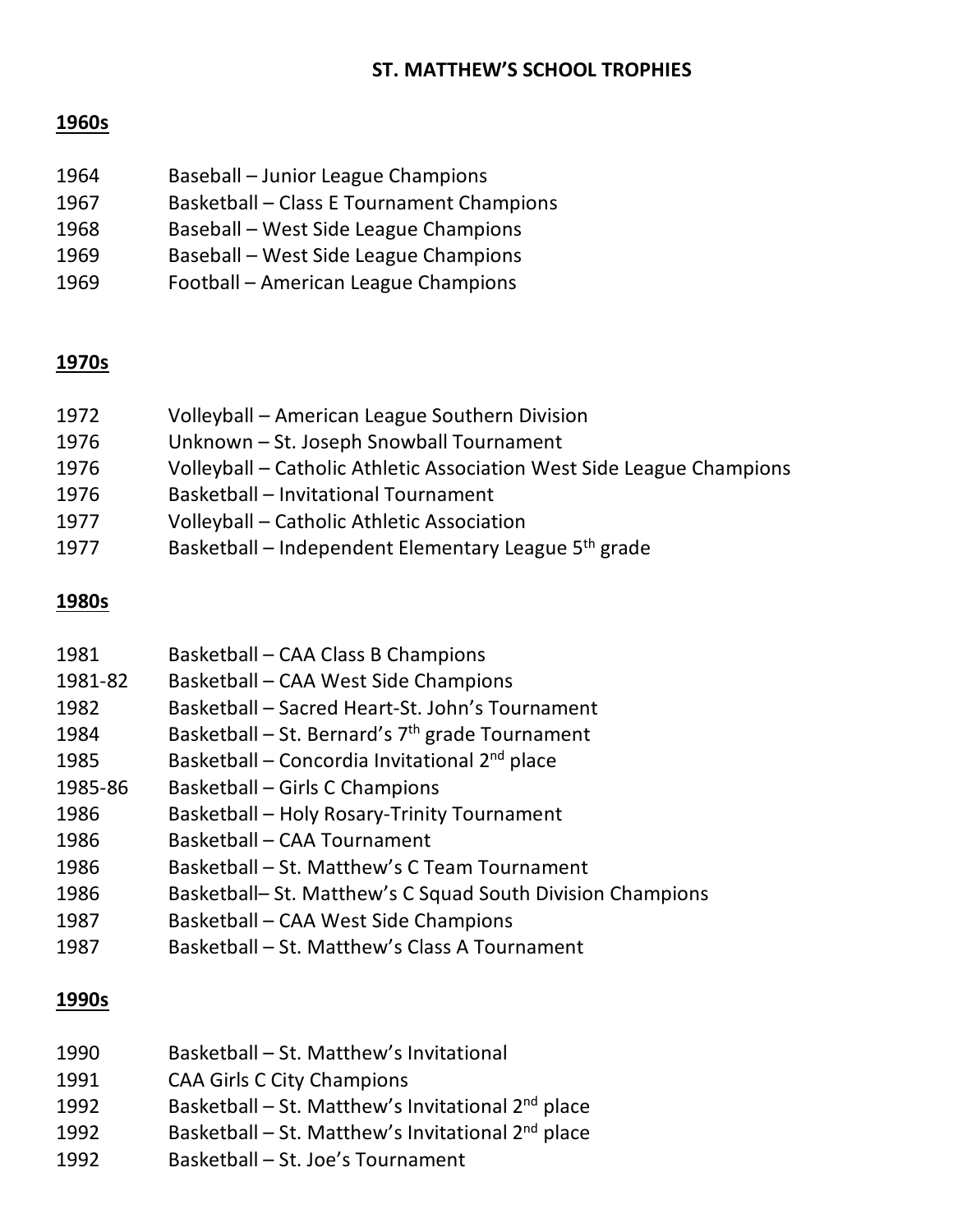# ST. MATTHEW'S SCHOOL TROPHIES

## 1960s

| | |
|---|---|
| 1964 | Baseball – Junior League Champions |
| 1967 | Basketball – Class E Tournament Champions |
| 1968 | Baseball – West Side League Champions |
| 1969 | Baseball – West Side League Champions |
| 1969 | Football – American League Champions |

## 1970s

| | |
|---|---|
| 1972 | Volleyball – American League Southern Division |
| 1976 | Unknown – St. Joseph Snowball Tournament |
| 1976 | Volleyball – Catholic Athletic Association West Side League Champions |
| 1976 | Basketball – Invitational Tournament |
| 1977 | Volleyball – Catholic Athletic Association |
| 1977 | Basketball – Independent Elementary League 5th grade |

## 1980s

| | |
|---|---|
| 1981 | Basketball – CAA Class B Champions |
| 1981-82 | Basketball – CAA West Side Champions |
| 1982 | Basketball – Sacred Heart-St. John's Tournament |
| 1984 | Basketball – St. Bernard's 7th grade Tournament |
| 1985 | Basketball – Concordia Invitational 2nd place |
| 1985-86 | Basketball – Girls C Champions |
| 1986 | Basketball – Holy Rosary-Trinity Tournament |
| 1986 | Basketball – CAA Tournament |
| 1986 | Basketball – St. Matthew's C Team Tournament |
| 1986 | Basketball– St. Matthew's C Squad South Division Champions |
| 1987 | Basketball – CAA West Side Champions |
| 1987 | Basketball – St. Matthew's Class A Tournament |

## 1990s

| | |
|---|---|
| 1990 | Basketball – St. Matthew's Invitational |
| 1991 | CAA Girls C City Champions |
| 1992 | Basketball – St. Matthew's Invitational 2nd place |
| 1992 | Basketball – St. Matthew's Invitational 2nd place |
| 1992 | Basketball – St. Joe's Tournament |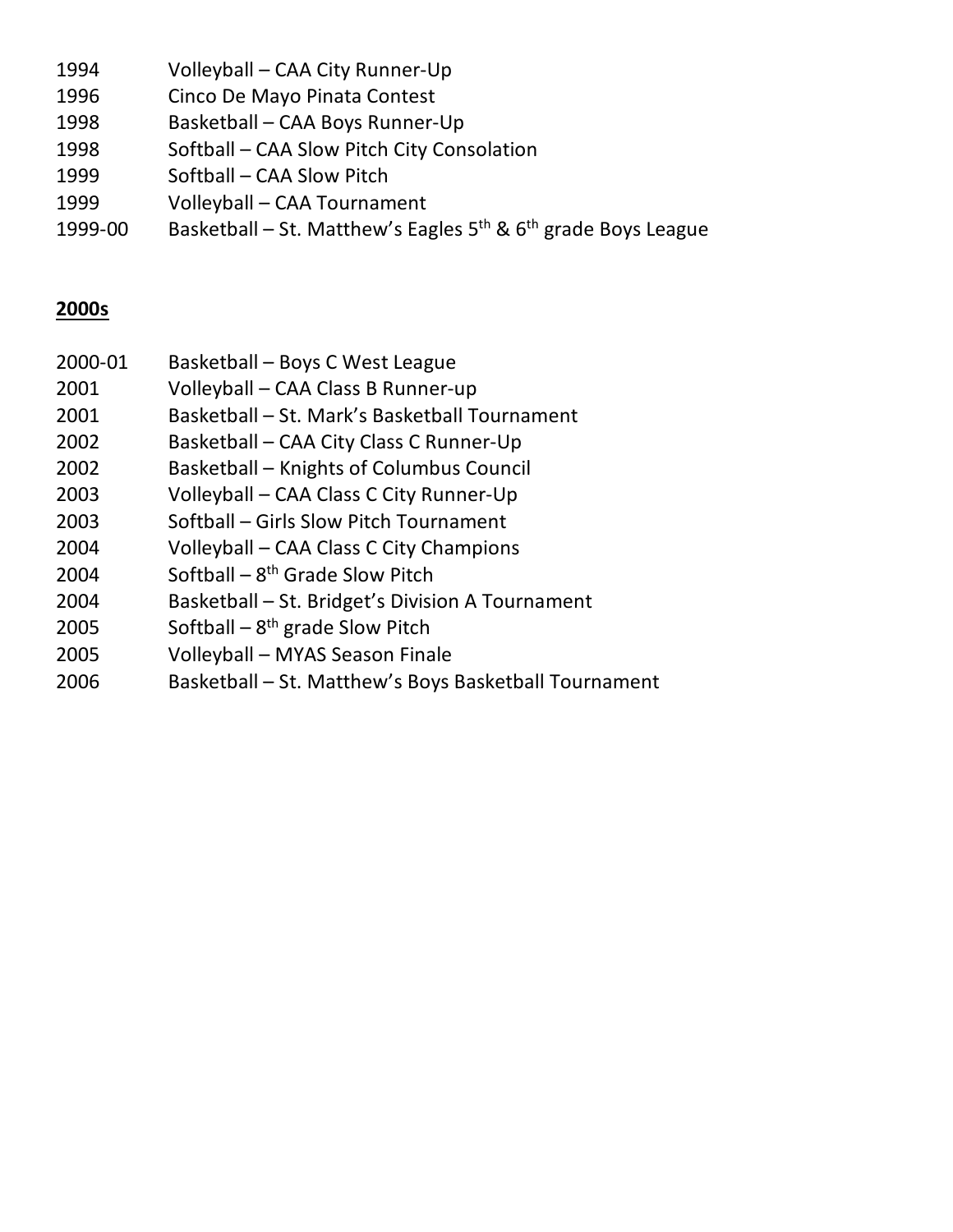1994 Volleyball – CAA City Runner-Up
1996 Cinco De Mayo Pinata Contest
1998 Basketball – CAA Boys Runner-Up
1998 Softball – CAA Slow Pitch City Consolation
1999 Softball – CAA Slow Pitch
1999 Volleyball – CAA Tournament
1999-00 Basketball – St. Matthew's Eagles 5th & 6th grade Boys League

**2000s**

2000-01 Basketball – Boys C West League
2001 Volleyball – CAA Class B Runner-up
2001 Basketball – St. Mark's Basketball Tournament
2002 Basketball – CAA City Class C Runner-Up
2002 Basketball – Knights of Columbus Council
2003 Volleyball – CAA Class C City Runner-Up
2003 Softball – Girls Slow Pitch Tournament
2004 Volleyball – CAA Class C City Champions
2004 Softball – 8th Grade Slow Pitch
2004 Basketball – St. Bridget's Division A Tournament
2005 Softball – 8th grade Slow Pitch
2005 Volleyball – MYAS Season Finale
2006 Basketball – St. Matthew's Boys Basketball Tournament